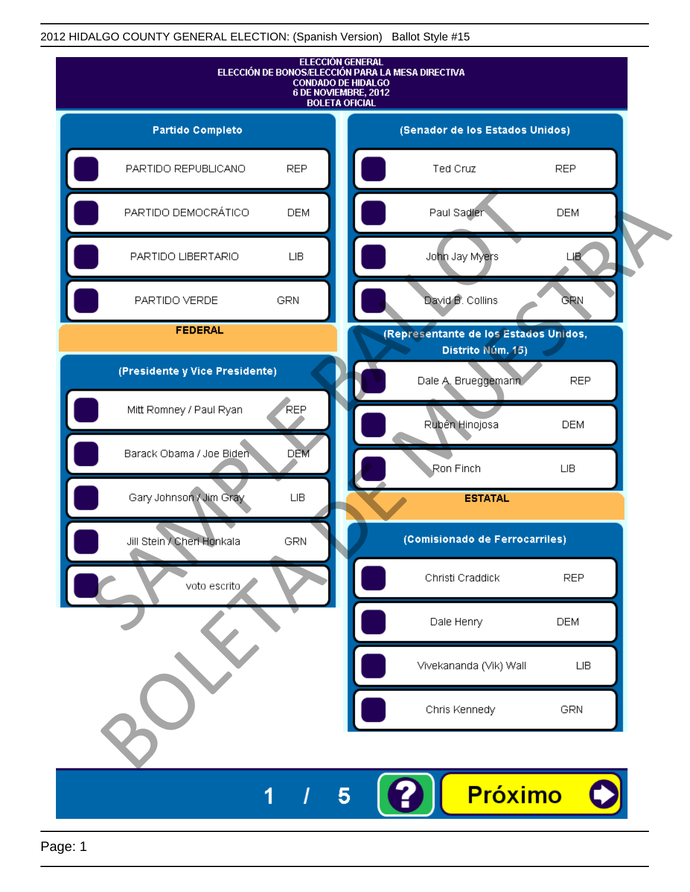2012 HIDALGO COUNTY GENERAL ELECTION: (Spanish Version) Ballot Style #15

# ELECCIÓN GENERAL
## ELECCIÓN DE BONOS/ELECCIÓN PARA LA MESA DIRECTIVA
## CONDADO DE HIDALGO
## 6 DE NOVIEMBRE, 2012
## BOLETA OFICIAL

### Partido Completo

| Partido | |
|---|---|
| PARTIDO REPUBLICANO | REP |
| PARTIDO DEMOCRÁTICO | DEM |
| PARTIDO LIBERTARIO | LIB |
| PARTIDO VERDE | GRN |

## FEDERAL

### (Presidente y Vice Presidente)

| Candidato | Partido |
|---|---|
| Mitt Romney / Paul Ryan | REP |
| Barack Obama / Joe Biden | DEM |
| Gary Johnson / Jim Gray | LIB |
| Jill Stein / Cheri Honkala | GRN |
| voto escrito | |

### (Senador de los Estados Unidos)

| Candidato | Partido |
|---|---|
| Ted Cruz | REP |
| Paul Sadler | DEM |
| John Jay Myers | LIB |
| David B. Collins | GRN |

### (Representante de los Estados Unidos, Distrito Núm. 15)

| Candidato | Partido |
|---|---|
| Dale A. Brueggemann | REP |
| Rubén Hinojosa | DEM |
| Ron Finch | LIB |

## ESTATAL

### (Comisionado de Ferrocarriles)

| Candidato | Partido |
|---|---|
| Christi Craddick | REP |
| Dale Henry | DEM |
| Vivekananda (Vik) Wall | LIB |
| Chris Kennedy | GRN |

SAMPLE BALLOT
BOLETA DE MUESTRA

1 / 5

Próximo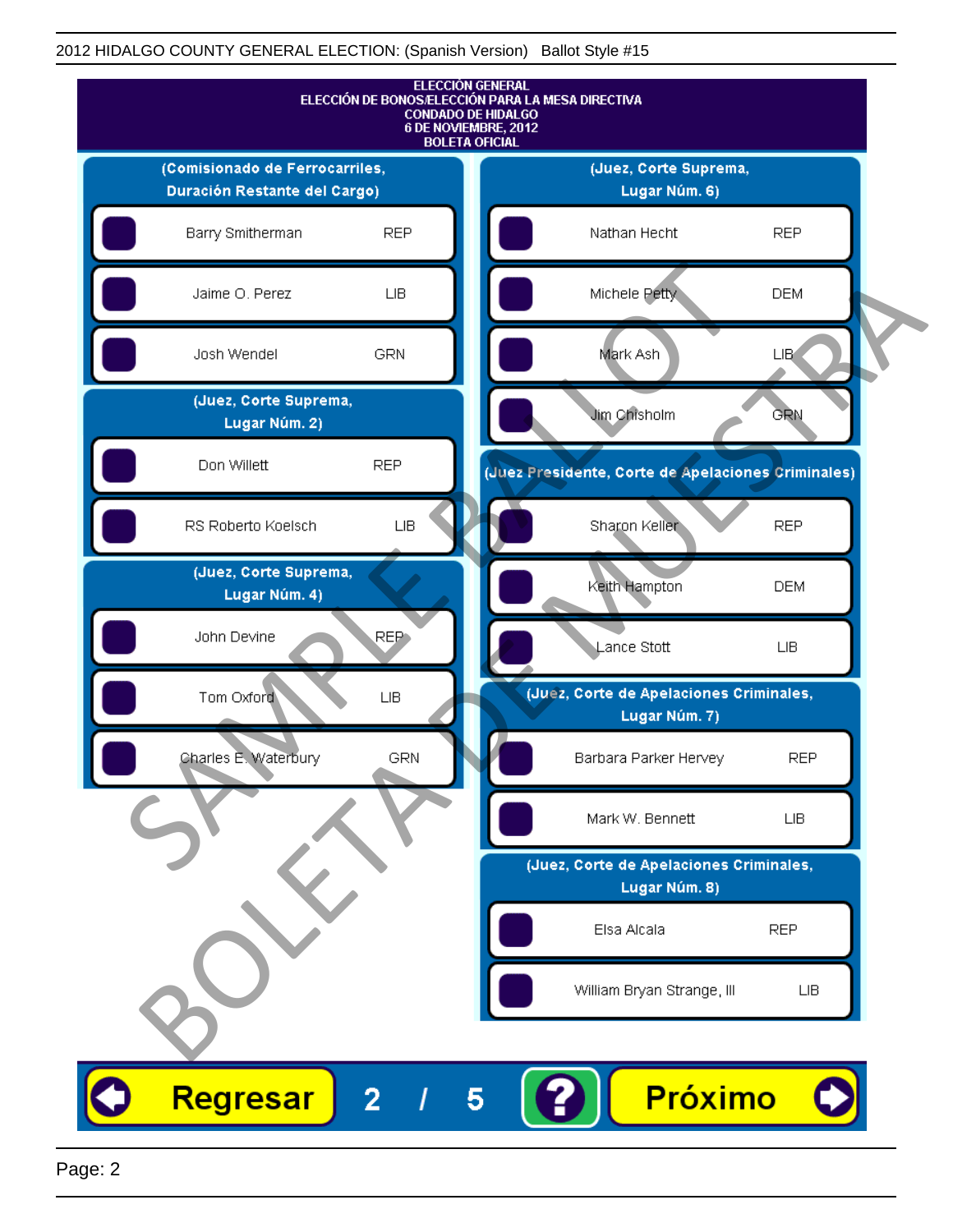ELECCIÓN GENERAL
ELECCIÓN DE BONOS/ELECCIÓN PARA LA MESA DIRECTIVA
CONDADO DE HIDALGO
6 DE NOVIEMBRE, 2012
BOLETA OFICIAL

## (Comisionado de Ferrocarriles, Duración Restante del Cargo)

| Candidato | Partido |
|---|---|
| Barry Smitherman | REP |
| Jaime O. Perez | LIB |
| Josh Wendel | GRN |

## (Juez, Corte Suprema, Lugar Núm. 2)

| Candidato | Partido |
|---|---|
| Don Willett | REP |
| RS Roberto Koelsch | LIB |

## (Juez, Corte Suprema, Lugar Núm. 4)

| Candidato | Partido |
|---|---|
| John Devine | REP |
| Tom Oxford | LIB |
| Charles E. Waterbury | GRN |

## (Juez, Corte Suprema, Lugar Núm. 6)

| Candidato | Partido |
|---|---|
| Nathan Hecht | REP |
| Michele Petty | DEM |
| Mark Ash | LIB |
| Jim Chisholm | GRN |

## (Juez Presidente, Corte de Apelaciones Criminales)

| Candidato | Partido |
|---|---|
| Sharon Keller | REP |
| Keith Hampton | DEM |
| Lance Stott | LIB |

## (Juez, Corte de Apelaciones Criminales, Lugar Núm. 7)

| Candidato | Partido |
|---|---|
| Barbara Parker Hervey | REP |
| Mark W. Bennett | LIB |

## (Juez, Corte de Apelaciones Criminales, Lugar Núm. 8)

| Candidato | Partido |
|---|---|
| Elsa Alcala | REP |
| William Bryan Strange, III | LIB |

SAMPLE BALLOT
BOLETA DE MUESTRA

Regresar 2 / 5 ? Próximo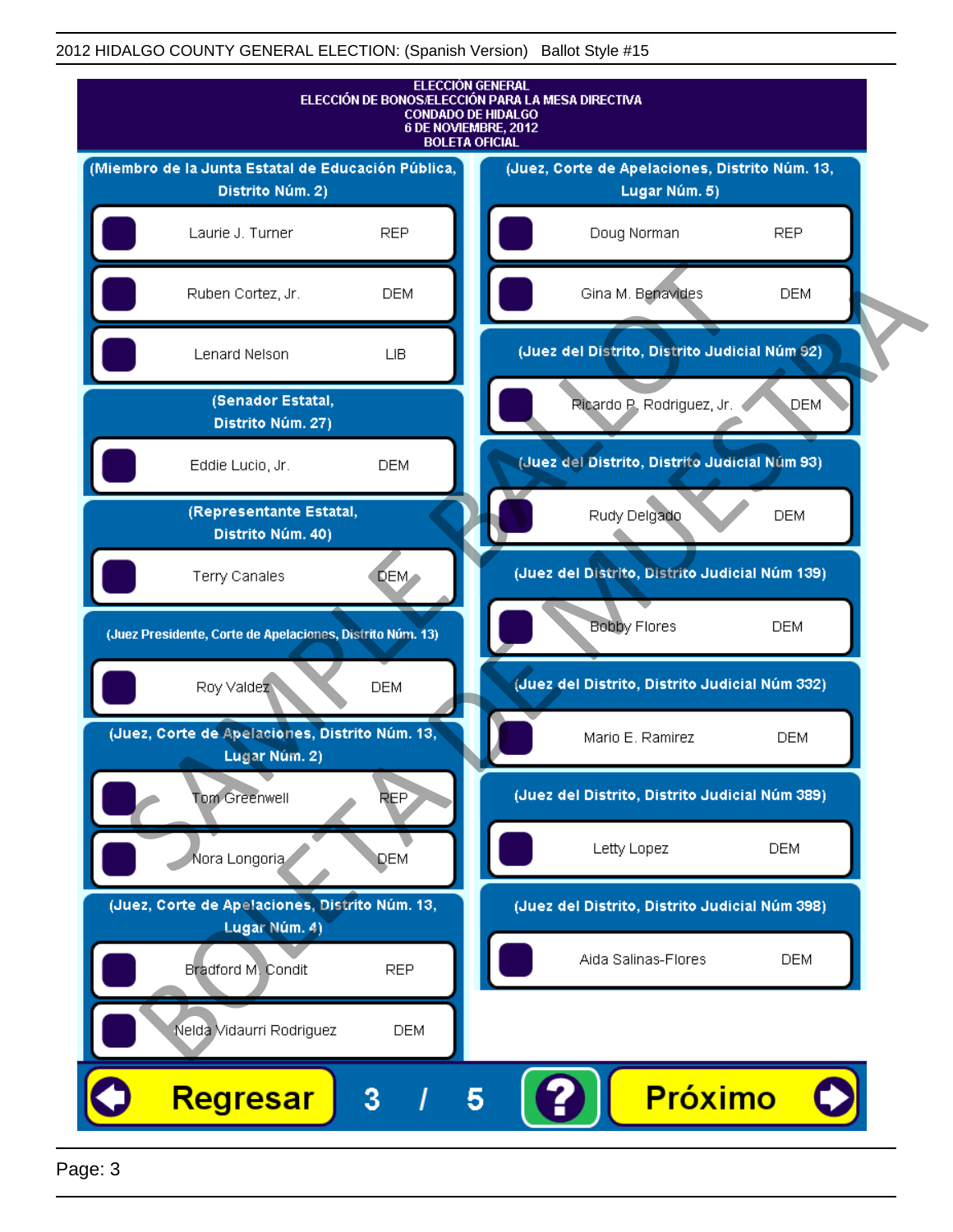**2012 HIDALGO COUNTY GENERAL ELECTION: (Spanish Version) Ballot Style #15**

# ELECCIÓN GENERAL
## ELECCIÓN DE BONOS/ELECCIÓN PARA LA MESA DIRECTIVA
## CONDADO DE HIDALGO
## 6 DE NOVIEMBRE, 2012
## BOLETA OFICIAL

### (Miembro de la Junta Estatal de Educación Pública, Distrito Núm. 2)

| Candidato | Partido |
|---|---|
| Laurie J. Turner | REP |
| Ruben Cortez, Jr. | DEM |
| Lenard Nelson | LIB |

### (Senador Estatal, Distrito Núm. 27)

| Candidato | Partido |
|---|---|
| Eddie Lucio, Jr. | DEM |

### (Representante Estatal, Distrito Núm. 40)

| Candidato | Partido |
|---|---|
| Terry Canales | DEM |

### (Juez Presidente, Corte de Apelaciones, Distrito Núm. 13)

| Candidato | Partido |
|---|---|
| Roy Valdez | DEM |

### (Juez, Corte de Apelaciones, Distrito Núm. 13, Lugar Núm. 2)

| Candidato | Partido |
|---|---|
| Tom Greenwell | REP |
| Nora Longoria | DEM |

### (Juez, Corte de Apelaciones, Distrito Núm. 13, Lugar Núm. 4)

| Candidato | Partido |
|---|---|
| Bradford M. Condit | REP |
| Nelda Vidaurri Rodriguez | DEM |

### (Juez, Corte de Apelaciones, Distrito Núm. 13, Lugar Núm. 5)

| Candidato | Partido |
|---|---|
| Doug Norman | REP |
| Gina M. Benavides | DEM |

### (Juez del Distrito, Distrito Judicial Núm 92)

| Candidato | Partido |
|---|---|
| Ricardo P. Rodriguez, Jr. | DEM |

### (Juez del Distrito, Distrito Judicial Núm 93)

| Candidato | Partido |
|---|---|
| Rudy Delgado | DEM |

### (Juez del Distrito, Distrito Judicial Núm 139)

| Candidato | Partido |
|---|---|
| Bobby Flores | DEM |

### (Juez del Distrito, Distrito Judicial Núm 332)

| Candidato | Partido |
|---|---|
| Mario E. Ramirez | DEM |

### (Juez del Distrito, Distrito Judicial Núm 389)

| Candidato | Partido |
|---|---|
| Letty Lopez | DEM |

### (Juez del Distrito, Distrito Judicial Núm 398)

| Candidato | Partido |
|---|---|
| Aida Salinas-Flores | DEM |

Regresar | 3 / 5 | ? | Próximo

SAMPLE BALLOT — BOLETA DE MUESTRA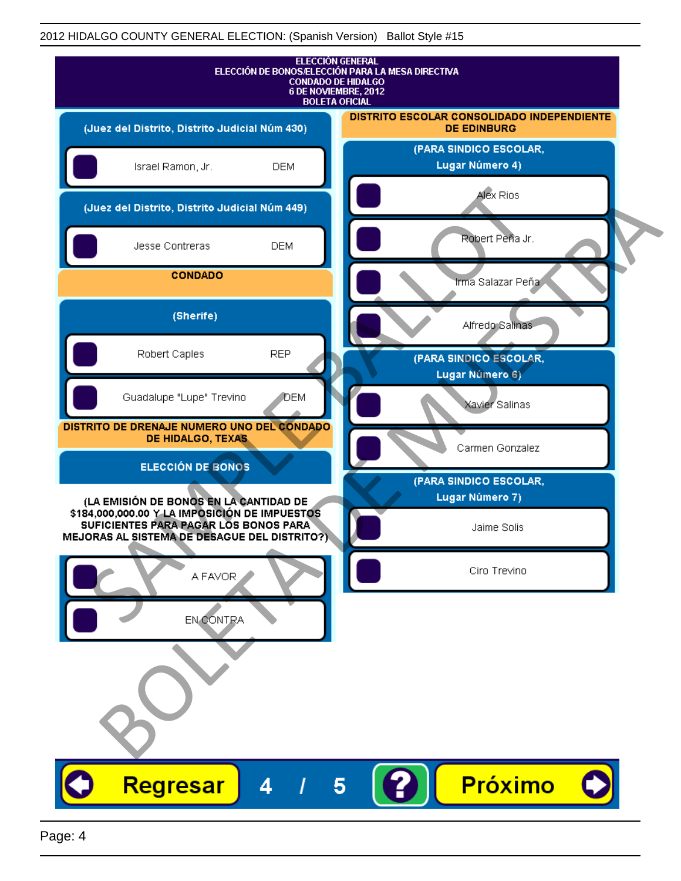ELECCIÓN GENERAL
ELECCIÓN DE BONOS/ELECCIÓN PARA LA MESA DIRECTIVA
CONDADO DE HIDALGO
6 DE NOVIEMBRE, 2012
BOLETA OFICIAL

**(Juez del Distrito, Distrito Judicial Núm 430)**

- Israel Ramon, Jr. — DEM

**(Juez del Distrito, Distrito Judicial Núm 449)**

- Jesse Contreras — DEM

## CONDADO

**(Sherife)**

- Robert Caples — REP
- Guadalupe "Lupe" Trevino — DEM

## DISTRITO DE DRENAJE NUMERO UNO DEL CONDADO DE HIDALGO, TEXAS

**ELECCIÓN DE BONOS**

**(LA EMISIÓN DE BONOS EN LA CANTIDAD DE $184,000,000.00 Y LA IMPOSICIÓN DE IMPUESTOS SUFICIENTES PARA PAGAR LOS BONOS PARA MEJORAS AL SISTEMA DE DESAGUE DEL DISTRITO?)**

- A FAVOR
- EN CONTRA

## DISTRITO ESCOLAR CONSOLIDADO INDEPENDIENTE DE EDINBURG

**(PARA SINDICO ESCOLAR, Lugar Número 4)**

- Alex Rios
- Robert Peña Jr.
- Irma Salazar Peña
- Alfredo Salinas

**(PARA SINDICO ESCOLAR, Lugar Número 6)**

- Xavier Salinas
- Carmen Gonzalez

**(PARA SINDICO ESCOLAR, Lugar Número 7)**

- Jaime Solis
- Ciro Trevino

SAMPLE BALLOT / BOLETA DE MUESTRA

Regresar 4 / 5 ? Próximo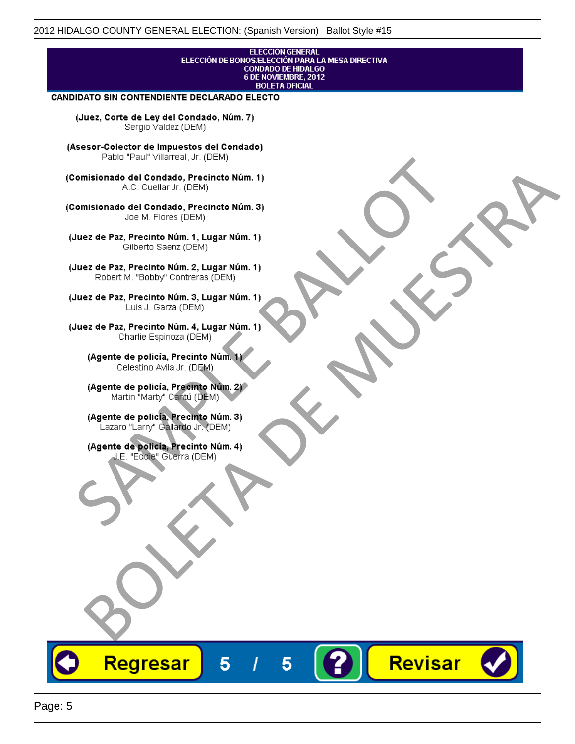ELECCIÓN GENERAL
ELECCIÓN DE BONOS/ELECCIÓN PARA LA MESA DIRECTIVA
CONDADO DE HIDALGO
6 DE NOVIEMBRE, 2012
BOLETA OFICIAL

**CANDIDATO SIN CONTENDIENTE DECLARADO ELECTO**

**(Juez, Corte de Ley del Condado, Núm. 7)**
Sergio Valdez (DEM)

**(Asesor-Colector de Impuestos del Condado)**
Pablo "Paul" Villarreal, Jr. (DEM)

**(Comisionado del Condado, Precincto Núm. 1)**
A.C. Cuellar Jr. (DEM)

**(Comisionado del Condado, Precincto Núm. 3)**
Joe M. Flores (DEM)

**(Juez de Paz, Precinto Núm. 1, Lugar Núm. 1)**
Gilberto Saenz (DEM)

**(Juez de Paz, Precinto Núm. 2, Lugar Núm. 1)**
Robert M. "Bobby" Contreras (DEM)

**(Juez de Paz, Precinto Núm. 3, Lugar Núm. 1)**
Luis J. Garza (DEM)

**(Juez de Paz, Precinto Núm. 4, Lugar Núm. 1)**
Charlie Espinoza (DEM)

**(Agente de policía, Precinto Núm. 1)**
Celestino Avila Jr. (DEM)

**(Agente de policía, Precinto Núm. 2)**
Martin "Marty" Cantú (DEM)

**(Agente de policía, Precinto Núm. 3)**
Lazaro "Larry" Gallardo Jr. (DEM)

**(Agente de policía, Precinto Núm. 4)**
J.E. "Eddie" Guerra (DEM)

SAMPLE BALLOT
BOLETA DE MUESTRA

Regresar | 5 / 5 | ? | Revisar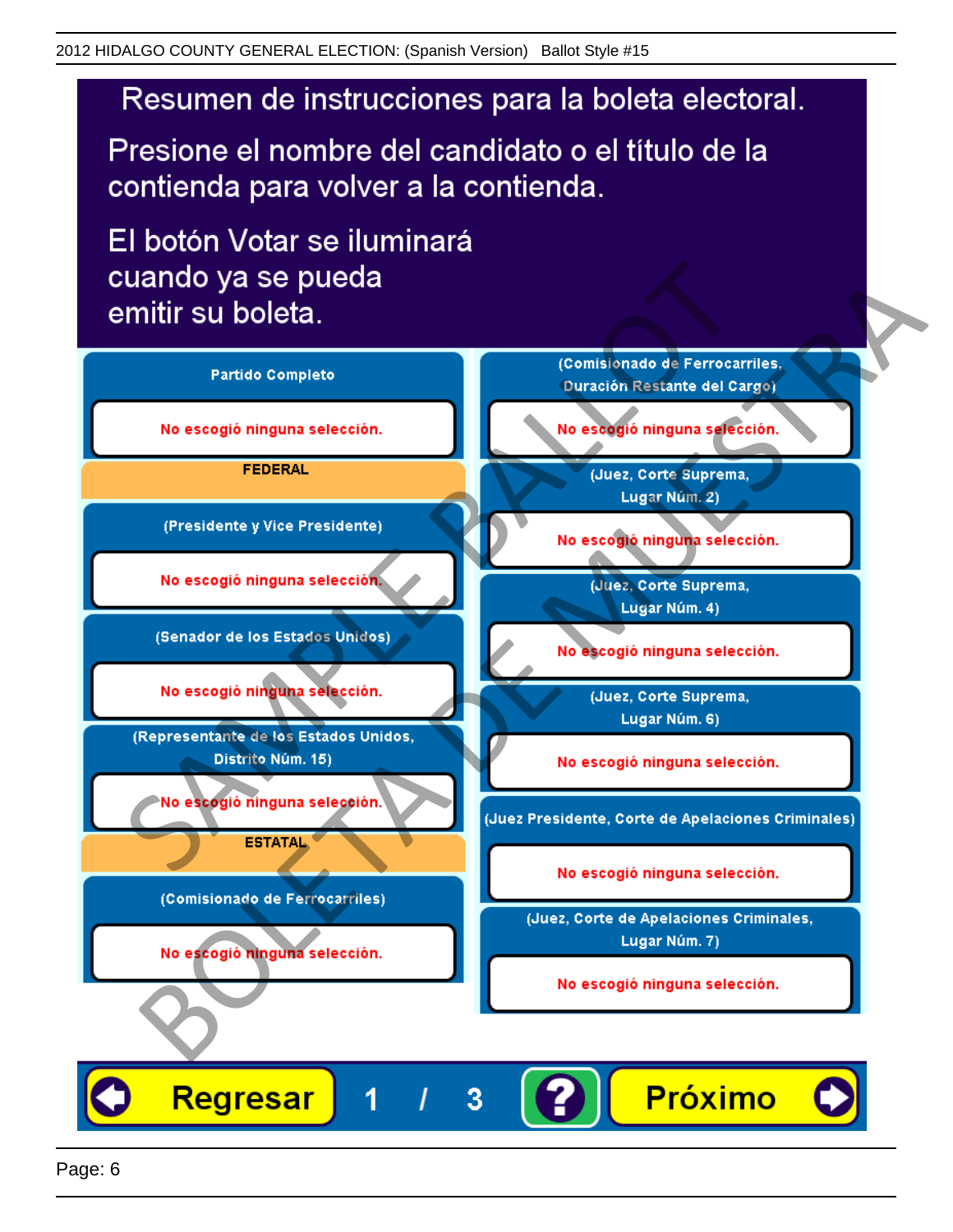# Resumen de instrucciones para la boleta electoral.

Presione el nombre del candidato o el título de la contienda para volver a la contienda.

El botón Votar se iluminará cuando ya se pueda emitir su boleta.

**Partido Completo**

No escogió ninguna selección.

**FEDERAL**

**(Presidente y Vice Presidente)**

No escogió ninguna selección.

**(Senador de los Estados Unidos)**

No escogió ninguna selección.

**(Representante de los Estados Unidos, Distrito Núm. 15)**

No escogió ninguna selección.

**ESTATAL**

**(Comisionado de Ferrocarriles)**

No escogió ninguna selección.

**(Comisionado de Ferrocarriles, Duración Restante del Cargo)**

No escogió ninguna selección.

**(Juez, Corte Suprema, Lugar Núm. 2)**

No escogió ninguna selección.

**(Juez, Corte Suprema, Lugar Núm. 4)**

No escogió ninguna selección.

**(Juez, Corte Suprema, Lugar Núm. 6)**

No escogió ninguna selección.

**(Juez Presidente, Corte de Apelaciones Criminales)**

No escogió ninguna selección.

**(Juez, Corte de Apelaciones Criminales, Lugar Núm. 7)**

No escogió ninguna selección.

Regresar 1 / 3 ? Próximo

SAMPLE BALLOT BOLETA DE MUESTRA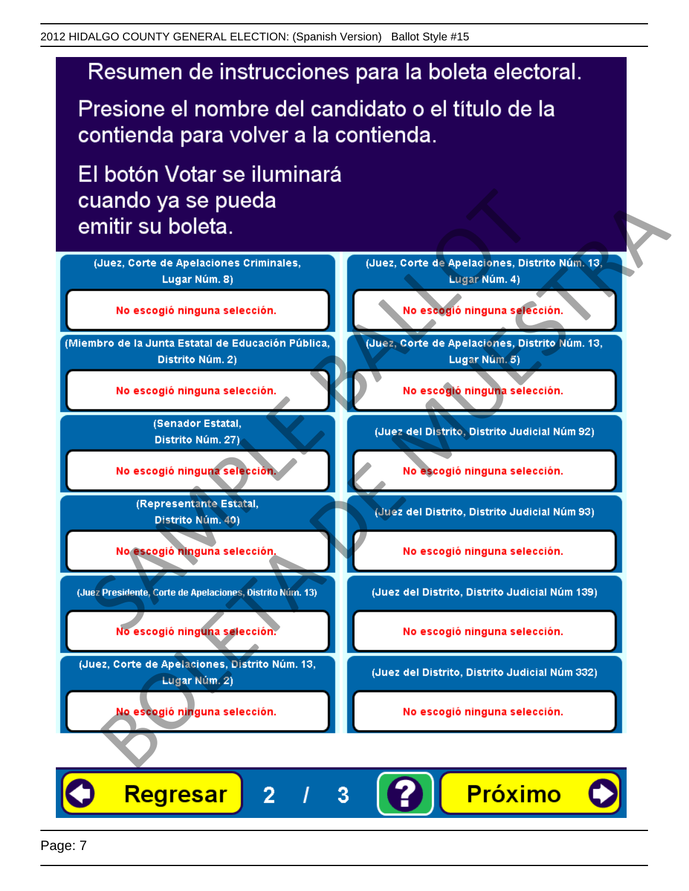# Resumen de instrucciones para la boleta electoral.

Presione el nombre del candidato o el título de la contienda para volver a la contienda.

El botón Votar se iluminará cuando ya se pueda emitir su boleta.

| Contienda | Selección |
|---|---|
| (Juez, Corte de Apelaciones Criminales, Lugar Núm. 8) | No escogió ninguna selección. |
| (Miembro de la Junta Estatal de Educación Pública, Distrito Núm. 2) | No escogió ninguna selección. |
| (Senador Estatal, Distrito Núm. 27) | No escogió ninguna selección. |
| (Representante Estatal, Distrito Núm. 40) | No escogió ninguna selección. |
| (Juez Presidente, Corte de Apelaciones, Distrito Núm. 13) | No escogió ninguna selección. |
| (Juez, Corte de Apelaciones, Distrito Núm. 13, Lugar Núm. 2) | No escogió ninguna selección. |
| (Juez, Corte de Apelaciones, Distrito Núm. 13, Lugar Núm. 4) | No escogió ninguna selección. |
| (Juez, Corte de Apelaciones, Distrito Núm. 13, Lugar Núm. 5) | No escogió ninguna selección. |
| (Juez del Distrito, Distrito Judicial Núm 92) | No escogió ninguna selección. |
| (Juez del Distrito, Distrito Judicial Núm 93) | No escogió ninguna selección. |
| (Juez del Distrito, Distrito Judicial Núm 139) | No escogió ninguna selección. |
| (Juez del Distrito, Distrito Judicial Núm 332) | No escogió ninguna selección. |

Regresar 2 / 3 ? Próximo

SAMPLE BALLOT BOLETA DE MUESTRA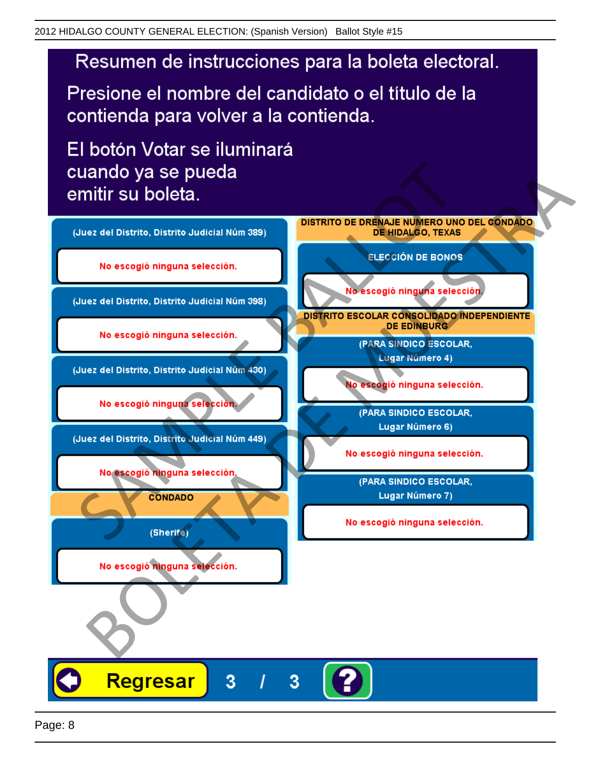# Resumen de instrucciones para la boleta electoral.

Presione el nombre del candidato o el título de la contienda para volver a la contienda.

El botón Votar se iluminará cuando ya se pueda emitir su boleta.

(Juez del Distrito, Distrito Judicial Núm 389)

No escogió ninguna selección.

(Juez del Distrito, Distrito Judicial Núm 398)

No escogió ninguna selección.

(Juez del Distrito, Distrito Judicial Núm 430)

No escogió ninguna selección.

(Juez del Distrito, Distrito Judicial Núm 449)

No escogió ninguna selección.

**CONDADO**

(Sherife)

No escogió ninguna selección.

**DISTRITO DE DRENAJE NUMERO UNO DEL CONDADO DE HIDALGO, TEXAS**

ELECCIÓN DE BONOS

No escogió ninguna selección.

**DISTRITO ESCOLAR CONSOLIDADO INDEPENDIENTE DE EDINBURG**

(PARA SINDICO ESCOLAR, Lugar Número 4)

No escogió ninguna selección.

(PARA SINDICO ESCOLAR, Lugar Número 6)

No escogió ninguna selección.

(PARA SINDICO ESCOLAR, Lugar Número 7)

No escogió ninguna selección.

Regresar 3 / 3 ?

SAMPLE BALLOT
BOLETA DE MUESTRA